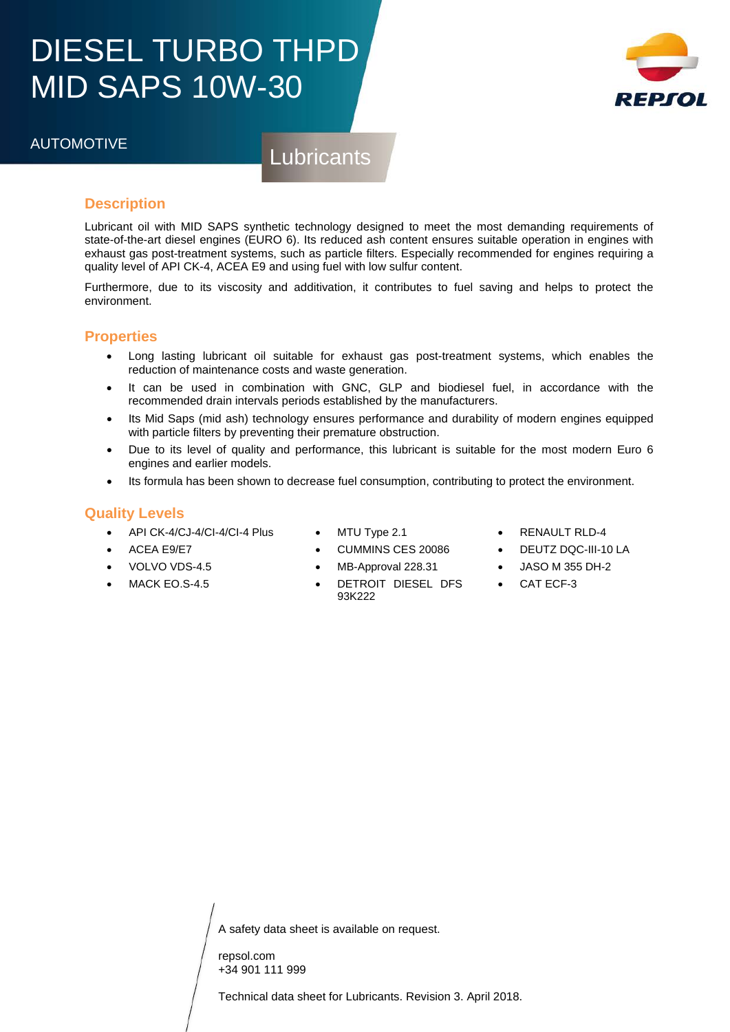# DIESEL TURBO THPD MID SAPS 10W-30

AUTOMOTIVE

Lubricants

## Description

Lubricant oil with MID SAPS synthetic technology designed to meet the most demanding requirements of state-of-the-art diesel engines (EURO 6). Its reduced ash content ensures suitable operation in engines with exhaust gas post-treatment systems, such as particle filters. Especially recommended for engines requiring a quality level of API CK-4, ACEA E9 and using fuel with low sulfur content.

Furthermore, due to its viscosity and additivation, it contributes to fuel saving and helps to protect the environment.

## Properties

- Long lasting lubricant oil suitable for exhaust gas post-treatment systems, which enables the reduction of maintenance costs and waste generation.
- It can be used in combination with GNC, GLP and biodiesel fuel, in accordance with the recommended drain intervals periods established by the manufacturers.
- Its Mid Saps (mid ash) technology ensures performance and durability of modern engines equipped with particle filters by preventing their premature obstruction.
- Due to its level of quality and performance, this lubricant is suitable for the most modern Euro 6 engines and earlier models.
- Its formula has been shown to decrease fuel consumption, contributing to protect the environment.

## Quality Levels

- API CK-4/CJ-4/CI-4/CI-4 Plus
- ACEA E9/E7
- VOLVO VDS-4.5
- MACK EO.S-4.5
- MTU Type 2.1
- CUMMINS CES 20086
- MB-Approval 228.31
- DETROIT DIESEL DFS 93K222
- RENAULT RLD-4
- DEUTZ DQC-III-10 LA
- JASO M 355 DH-2
- CAT ECF-3

A safety data sheet is available on request.

repsol.com
+34 901 111 999

Technical data sheet for Lubricants. Revision 3. April 2018.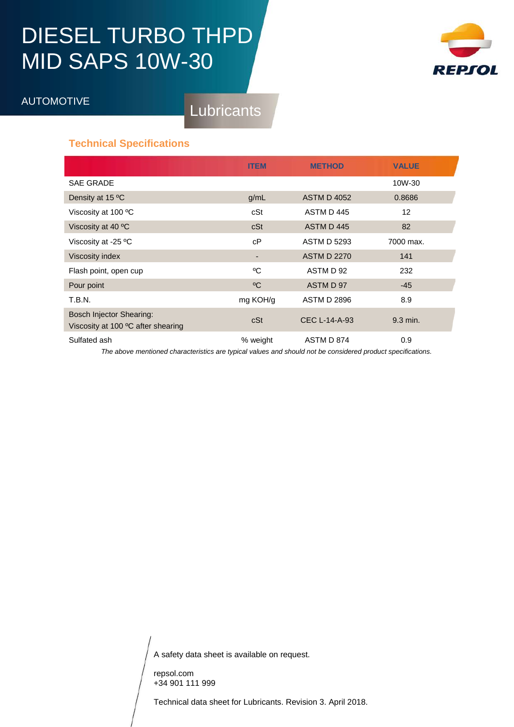# DIESEL TURBO THPD MID SAPS 10W-30

AUTOMOTIVE

Lubricants

## Technical Specifications

| | ITEM | METHOD | VALUE |
|---|---|---|---|
| SAE GRADE | | | 10W-30 |
| Density at 15 ºC | g/mL | ASTM D 4052 | 0.8686 |
| Viscosity at 100 ºC | cSt | ASTM D 445 | 12 |
| Viscosity at 40 ºC | cSt | ASTM D 445 | 82 |
| Viscosity at -25 ºC | cP | ASTM D 5293 | 7000 max. |
| Viscosity index | - | ASTM D 2270 | 141 |
| Flash point, open cup | ºC | ASTM D 92 | 232 |
| Pour point | ºC | ASTM D 97 | -45 |
| T.B.N. | mg KOH/g | ASTM D 2896 | 8.9 |
| Bosch Injector Shearing: Viscosity at 100 ºC after shearing | cSt | CEC L-14-A-93 | 9.3 min. |
| Sulfated ash | % weight | ASTM D 874 | 0.9 |

*The above mentioned characteristics are typical values and should not be considered product specifications.*

A safety data sheet is available on request.

repsol.com
+34 901 111 999

Technical data sheet for Lubricants. Revision 3. April 2018.